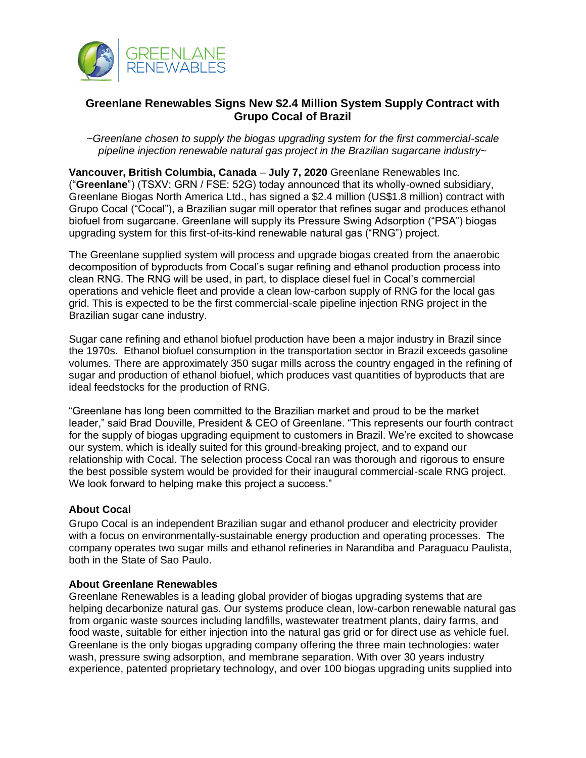## Greenlane Renewables Signs New $2.4 Million System Supply Contract with Grupo Cocal of Brazil

*~Greenlane chosen to supply the biogas upgrading system for the first commercial-scale pipeline injection renewable natural gas project in the Brazilian sugarcane industry~*

**Vancouver, British Columbia, Canada** – **July 7, 2020** Greenlane Renewables Inc. ("**Greenlane**") (TSXV: GRN / FSE: 52G) today announced that its wholly-owned subsidiary, Greenlane Biogas North America Ltd., has signed a $2.4 million (US$1.8 million) contract with Grupo Cocal ("Cocal"), a Brazilian sugar mill operator that refines sugar and produces ethanol biofuel from sugarcane. Greenlane will supply its Pressure Swing Adsorption ("PSA") biogas upgrading system for this first-of-its-kind renewable natural gas ("RNG") project.

The Greenlane supplied system will process and upgrade biogas created from the anaerobic decomposition of byproducts from Cocal's sugar refining and ethanol production process into clean RNG. The RNG will be used, in part, to displace diesel fuel in Cocal's commercial operations and vehicle fleet and provide a clean low-carbon supply of RNG for the local gas grid. This is expected to be the first commercial-scale pipeline injection RNG project in the Brazilian sugar cane industry.

Sugar cane refining and ethanol biofuel production have been a major industry in Brazil since the 1970s. Ethanol biofuel consumption in the transportation sector in Brazil exceeds gasoline volumes. There are approximately 350 sugar mills across the country engaged in the refining of sugar and production of ethanol biofuel, which produces vast quantities of byproducts that are ideal feedstocks for the production of RNG.

"Greenlane has long been committed to the Brazilian market and proud to be the market leader," said Brad Douville, President & CEO of Greenlane. "This represents our fourth contract for the supply of biogas upgrading equipment to customers in Brazil. We're excited to showcase our system, which is ideally suited for this ground-breaking project, and to expand our relationship with Cocal. The selection process Cocal ran was thorough and rigorous to ensure the best possible system would be provided for their inaugural commercial-scale RNG project. We look forward to helping make this project a success."

### About Cocal

Grupo Cocal is an independent Brazilian sugar and ethanol producer and electricity provider with a focus on environmentally-sustainable energy production and operating processes. The company operates two sugar mills and ethanol refineries in Narandiba and Paraguacu Paulista, both in the State of Sao Paulo.

### About Greenlane Renewables

Greenlane Renewables is a leading global provider of biogas upgrading systems that are helping decarbonize natural gas. Our systems produce clean, low-carbon renewable natural gas from organic waste sources including landfills, wastewater treatment plants, dairy farms, and food waste, suitable for either injection into the natural gas grid or for direct use as vehicle fuel. Greenlane is the only biogas upgrading company offering the three main technologies: water wash, pressure swing adsorption, and membrane separation. With over 30 years industry experience, patented proprietary technology, and over 100 biogas upgrading units supplied into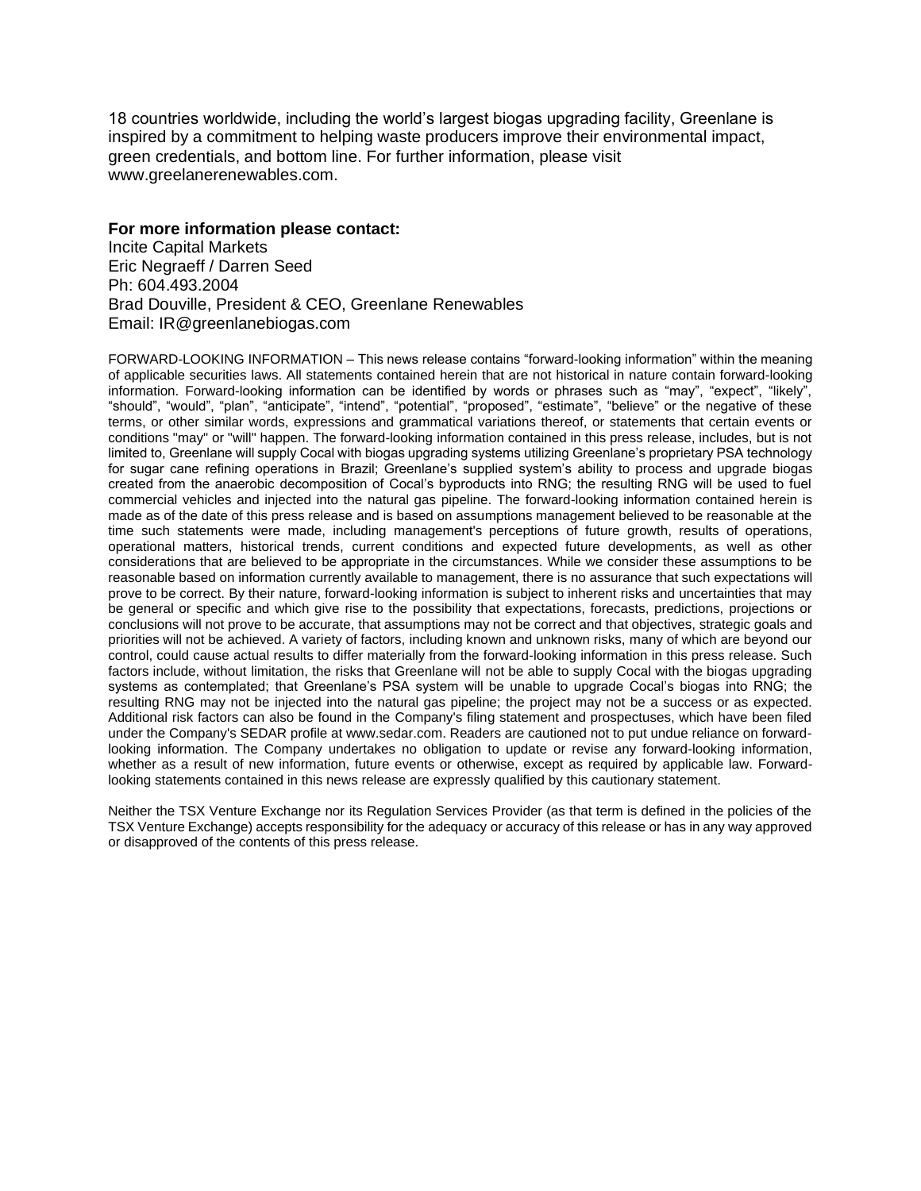18 countries worldwide, including the world's largest biogas upgrading facility, Greenlane is inspired by a commitment to helping waste producers improve their environmental impact, green credentials, and bottom line. For further information, please visit www.greelanerenewables.com.

**For more information please contact:**
Incite Capital Markets
Eric Negraeff / Darren Seed
Ph: 604.493.2004
Brad Douville, President & CEO, Greenlane Renewables
Email: IR@greenlanebiogas.com

FORWARD-LOOKING INFORMATION – This news release contains "forward-looking information" within the meaning of applicable securities laws. All statements contained herein that are not historical in nature contain forward-looking information. Forward-looking information can be identified by words or phrases such as "may", "expect", "likely", "should", "would", "plan", "anticipate", "intend", "potential", "proposed", "estimate", "believe" or the negative of these terms, or other similar words, expressions and grammatical variations thereof, or statements that certain events or conditions "may" or "will" happen. The forward-looking information contained in this press release, includes, but is not limited to, Greenlane will supply Cocal with biogas upgrading systems utilizing Greenlane's proprietary PSA technology for sugar cane refining operations in Brazil; Greenlane's supplied system's ability to process and upgrade biogas created from the anaerobic decomposition of Cocal's byproducts into RNG; the resulting RNG will be used to fuel commercial vehicles and injected into the natural gas pipeline. The forward-looking information contained herein is made as of the date of this press release and is based on assumptions management believed to be reasonable at the time such statements were made, including management's perceptions of future growth, results of operations, operational matters, historical trends, current conditions and expected future developments, as well as other considerations that are believed to be appropriate in the circumstances. While we consider these assumptions to be reasonable based on information currently available to management, there is no assurance that such expectations will prove to be correct. By their nature, forward-looking information is subject to inherent risks and uncertainties that may be general or specific and which give rise to the possibility that expectations, forecasts, predictions, projections or conclusions will not prove to be accurate, that assumptions may not be correct and that objectives, strategic goals and priorities will not be achieved. A variety of factors, including known and unknown risks, many of which are beyond our control, could cause actual results to differ materially from the forward-looking information in this press release. Such factors include, without limitation, the risks that Greenlane will not be able to supply Cocal with the biogas upgrading systems as contemplated; that Greenlane's PSA system will be unable to upgrade Cocal's biogas into RNG; the resulting RNG may not be injected into the natural gas pipeline; the project may not be a success or as expected. Additional risk factors can also be found in the Company's filing statement and prospectuses, which have been filed under the Company's SEDAR profile at www.sedar.com. Readers are cautioned not to put undue reliance on forward-looking information. The Company undertakes no obligation to update or revise any forward-looking information, whether as a result of new information, future events or otherwise, except as required by applicable law. Forward-looking statements contained in this news release are expressly qualified by this cautionary statement.

Neither the TSX Venture Exchange nor its Regulation Services Provider (as that term is defined in the policies of the TSX Venture Exchange) accepts responsibility for the adequacy or accuracy of this release or has in any way approved or disapproved of the contents of this press release.